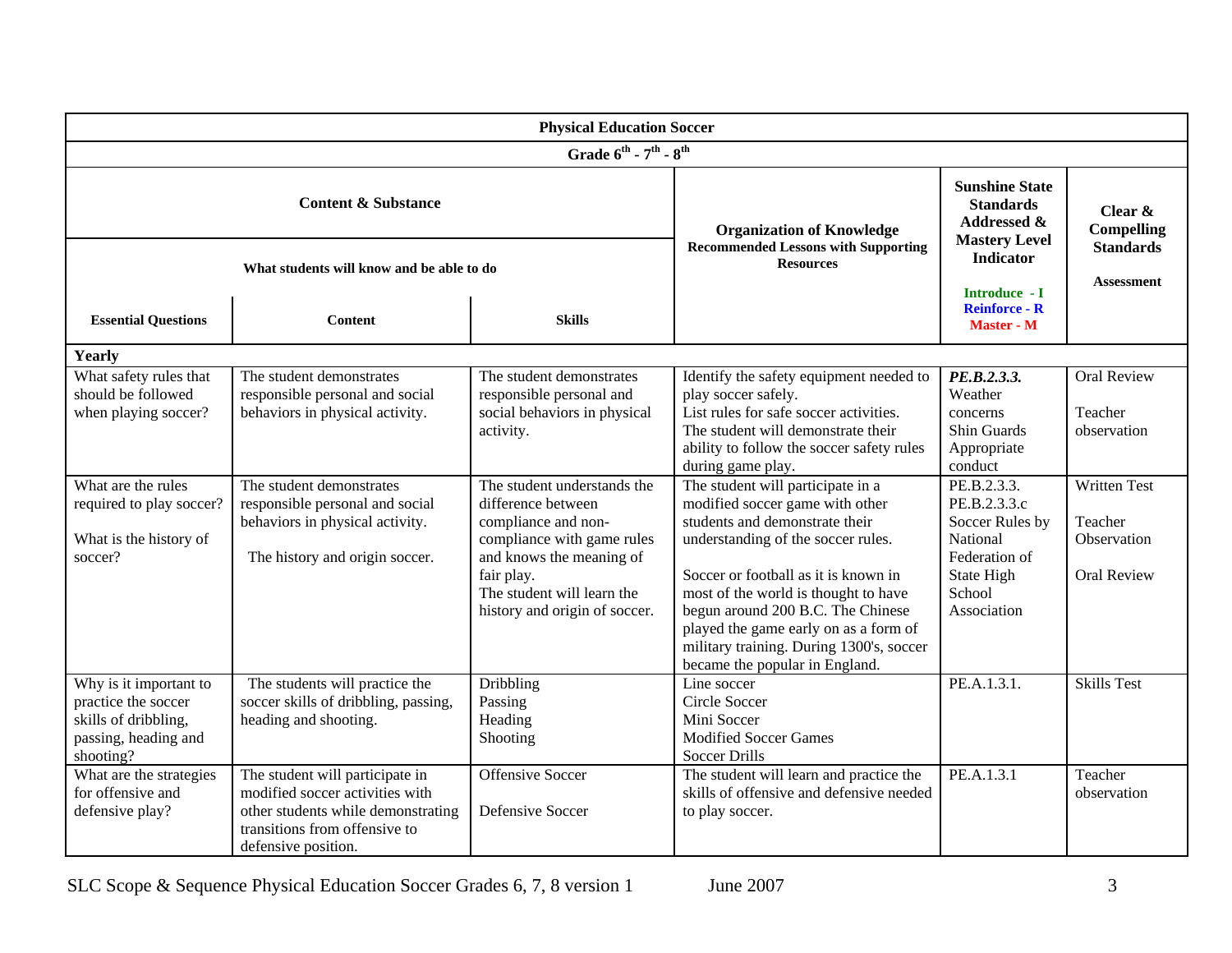| Physical Education Soccer | | | | | |
|---|---|---|---|---|---|
| Grade 6th - 7th - 8th | | | | | |
| **Content & Substance** | | | **Organization of Knowledge** Recommended Lessons with Supporting Resources | **Sunshine State Standards Addressed & Mastery Level Indicator** Introduce - I Reinforce - R Master - M | **Clear & Compelling Standards** Assessment |
| What students will know and be able to do | | | | | |
| **Essential Questions** | **Content** | **Skills** | | | |
| **Yearly** | | | | | |
| What safety rules that should be followed when playing soccer? | The student demonstrates responsible personal and social behaviors in physical activity. | The student demonstrates responsible personal and social behaviors in physical activity. | Identify the safety equipment needed to play soccer safely.<br>List rules for safe soccer activities.<br>The student will demonstrate their ability to follow the soccer safety rules during game play. | ***PE.B.2.3.3.***<br>Weather concerns<br>Shin Guards<br>Appropriate conduct | Oral Review<br><br>Teacher observation |
| What are the rules required to play soccer?<br><br>What is the history of soccer? | The student demonstrates responsible personal and social behaviors in physical activity.<br><br>The history and origin soccer. | The student understands the difference between compliance and non-compliance with game rules and knows the meaning of fair play.<br>The student will learn the history and origin of soccer. | The student will participate in a modified soccer game with other students and demonstrate their understanding of the soccer rules.<br><br>Soccer or football as it is known in most of the world is thought to have begun around 200 B.C. The Chinese played the game early on as a form of military training. During 1300's, soccer became the popular in England. | PE.B.2.3.3.<br>PE.B.2.3.3.c<br>Soccer Rules by National Federation of State High School Association | Written Test<br><br>Teacher Observation<br><br>Oral Review |
| Why is it important to practice the soccer skills of dribbling, passing, heading and shooting? | The students will practice the soccer skills of dribbling, passing, heading and shooting. | Dribbling<br>Passing<br>Heading<br>Shooting | Line soccer<br>Circle Soccer<br>Mini Soccer<br>Modified Soccer Games<br>Soccer Drills | PE.A.1.3.1. | Skills Test |
| What are the strategies for offensive and defensive play? | The student will participate in modified soccer activities with other students while demonstrating transitions from offensive to defensive position. | Offensive Soccer<br><br>Defensive Soccer | The student will learn and practice the skills of offensive and defensive needed to play soccer. | PE.A.1.3.1 | Teacher observation |

SLC Scope & Sequence Physical Education Soccer Grades 6, 7, 8 version 1 June 2007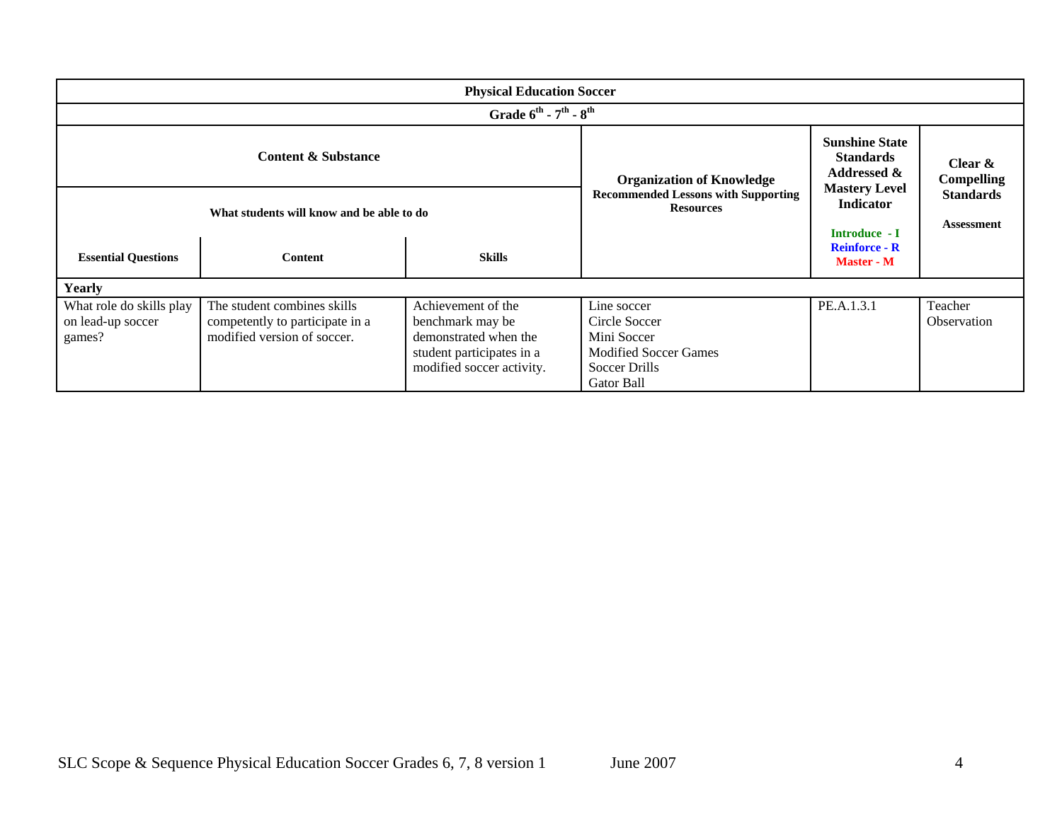| Physical Education Soccer | | | | | |
|---|---|---|---|---|---|
| Grade 6th - 7th - 8th | | | | | |
| **Content & Substance**<br>What students will know and be able to do | | | **Organization of Knowledge**<br>Recommended Lessons with Supporting Resources | **Sunshine State Standards Addressed & Mastery Level Indicator**<br>Introduce - I<br>Reinforce - R<br>Master - M | **Clear & Compelling Standards**<br>Assessment |
| **Essential Questions** | **Content** | **Skills** | | | |
| **Yearly** | | | | | |
| What role do skills play on lead-up soccer games? | The student combines skills competently to participate in a modified version of soccer. | Achievement of the benchmark may be demonstrated when the student participates in a modified soccer activity. | Line soccer<br>Circle Soccer<br>Mini Soccer<br>Modified Soccer Games<br>Soccer Drills<br>Gator Ball | PE.A.1.3.1 | Teacher Observation |